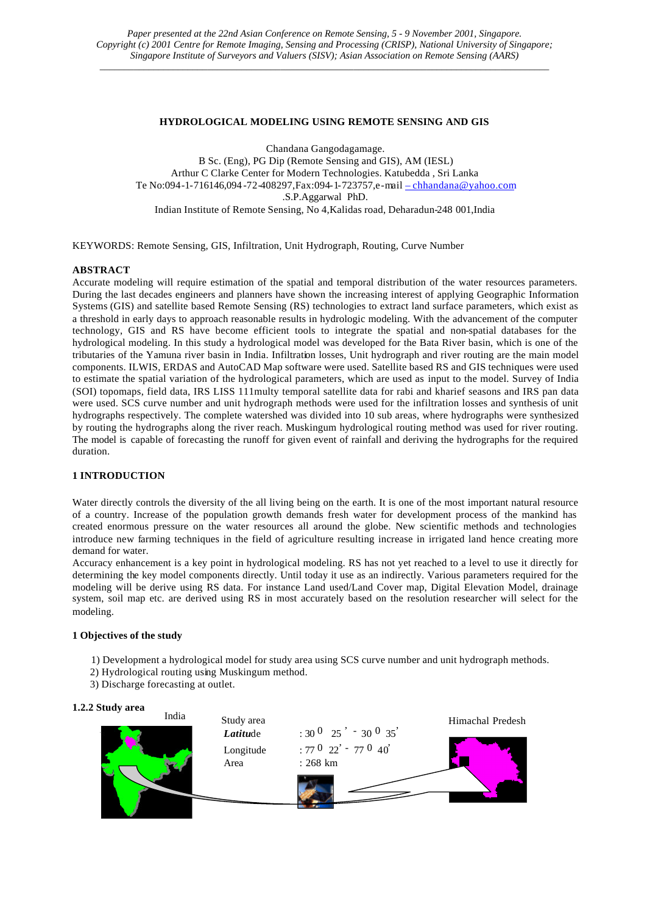# HYDROLOGICAL MODELING USING REMOTE SENSING AND GIS

Chandana Gangodagamage.
B Sc. (Eng), PG Dip (Remote Sensing and GIS), AM (IESL)
Arthur C Clarke Center for Modern Technologies. Katubedda , Sri Lanka
Te No:094-1-716146,094-72-408297,Fax:094-1-723757,e-mail – chhandana@yahoo.com
.S.P.Aggarwal PhD.
Indian Institute of Remote Sensing, No 4,Kalidas road, Deharadun-248 001,India

KEYWORDS: Remote Sensing, GIS, Infiltration, Unit Hydrograph, Routing, Curve Number

## ABSTRACT

Accurate modeling will require estimation of the spatial and temporal distribution of the water resources parameters. During the last decades engineers and planners have shown the increasing interest of applying Geographic Information Systems (GIS) and satellite based Remote Sensing (RS) technologies to extract land surface parameters, which exist as a threshold in early days to approach reasonable results in hydrologic modeling. With the advancement of the computer technology, GIS and RS have become efficient tools to integrate the spatial and non-spatial databases for the hydrological modeling. In this study a hydrological model was developed for the Bata River basin, which is one of the tributaries of the Yamuna river basin in India. Infiltration losses, Unit hydrograph and river routing are the main model components. ILWIS, ERDAS and AutoCAD Map software were used. Satellite based RS and GIS techniques were used to estimate the spatial variation of the hydrological parameters, which are used as input to the model. Survey of India (SOI) topomaps, field data, IRS LISS 111multy temporal satellite data for rabi and kharief seasons and IRS pan data were used. SCS curve number and unit hydrograph methods were used for the infiltration losses and synthesis of unit hydrographs respectively. The complete watershed was divided into 10 sub areas, where hydrographs were synthesized by routing the hydrographs along the river reach. Muskingum hydrological routing method was used for river routing. The model is capable of forecasting the runoff for given event of rainfall and deriving the hydrographs for the required duration.

## 1 INTRODUCTION

Water directly controls the diversity of the all living being on the earth. It is one of the most important natural resource of a country. Increase of the population growth demands fresh water for development process of the mankind has created enormous pressure on the water resources all around the globe. New scientific methods and technologies introduce new farming techniques in the field of agriculture resulting increase in irrigated land hence creating more demand for water.

Accuracy enhancement is a key point in hydrological modeling. RS has not yet reached to a level to use it directly for determining the key model components directly. Until today it use as an indirectly. Various parameters required for the modeling will be derive using RS data. For instance Land used/Land Cover map, Digital Elevation Model, drainage system, soil map etc. are derived using RS in most accurately based on the resolution researcher will select for the modeling.

### 1 Objectives of the study

1) Development a hydrological model for study area using SCS curve number and unit hydrograph methods.
2) Hydrological routing using Muskingum method.
3) Discharge forecasting at outlet.

### 1.2.2 Study area

India

Study area

| | |
|---|---|
| *Latitude* | : $30^0$ $25'$ - $30^0$ $35'$ |
| Longitude | : $77^0$ $22'$ - $77^0$ $40'$ |
| Area | : 268 km |

Himachal Predesh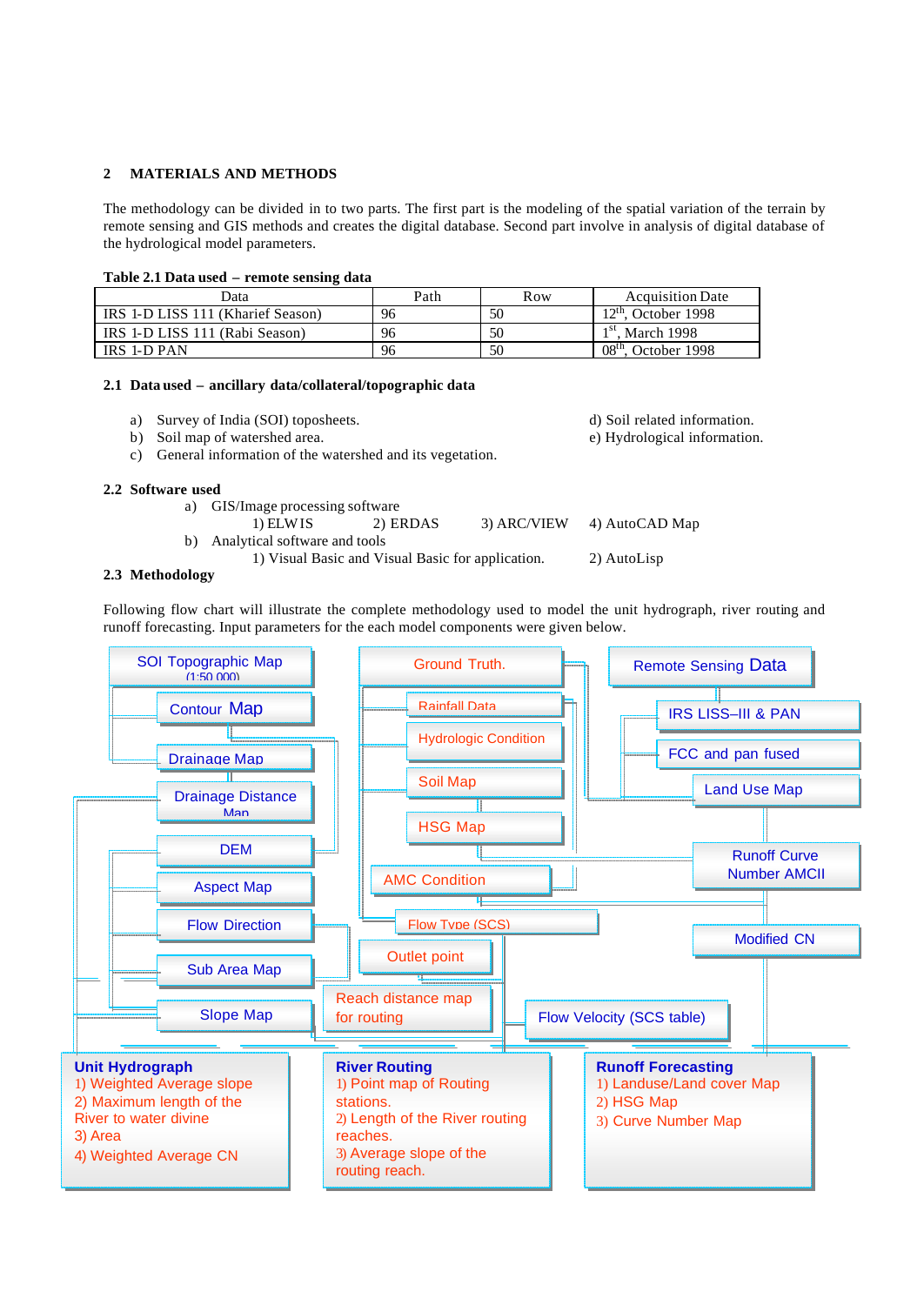## 2 MATERIALS AND METHODS

The methodology can be divided in to two parts. The first part is the modeling of the spatial variation of the terrain by remote sensing and GIS methods and creates the digital database. Second part involve in analysis of digital database of the hydrological model parameters.

**Table 2.1 Data used – remote sensing data**

| Data | Path | Row | Acquisition Date |
|---|---|---|---|
| IRS 1-D LISS 111 (Kharief Season) | 96 | 50 | 12[th], October 1998 |
| IRS 1-D LISS 111 (Rabi Season) | 96 | 50 | 1[st], March 1998 |
| IRS 1-D PAN | 96 | 50 | 08[th], October 1998 |

### 2.1 Data used – ancillary data/collateral/topographic data

a) Survey of India (SOI) toposheets.
b) Soil map of watershed area.
c) General information of the watershed and its vegetation.
d) Soil related information.
e) Hydrological information.

### 2.2 Software used

a) GIS/Image processing software
   1) ELWIS 2) ERDAS 3) ARC/VIEW 4) AutoCAD Map
b) Analytical software and tools
   1) Visual Basic and Visual Basic for application. 2) AutoLisp

### 2.3 Methodology

Following flow chart will illustrate the complete methodology used to model the unit hydrograph, river routing and runoff forecasting. Input parameters for the each model components were given below.

SOI Topographic Map (1:50 000)
Contour Map
Drainage Map
Drainage Distance Map
DEM
Aspect Map
Flow Direction
Sub Area Map
Slope Map

Ground Truth.
Rainfall Data
Hydrologic Condition
Soil Map
HSG Map
AMC Condition
Flow Type (SCS)
Outlet point
Reach distance map for routing

Remote Sensing Data
IRS LISS–III & PAN
FCC and pan fused
Land Use Map
Runoff Curve Number AMCII
Modified CN
Flow Velocity (SCS table)

**Unit Hydrograph**
1) Weighted Average slope
2) Maximum length of the River to water divine
3) Area
4) Weighted Average CN

**River Routing**
1) Point map of Routing stations.
2) Length of the River routing reaches.
3) Average slope of the routing reach.

**Runoff Forecasting**
1) Landuse/Land cover Map
2) HSG Map
3) Curve Number Map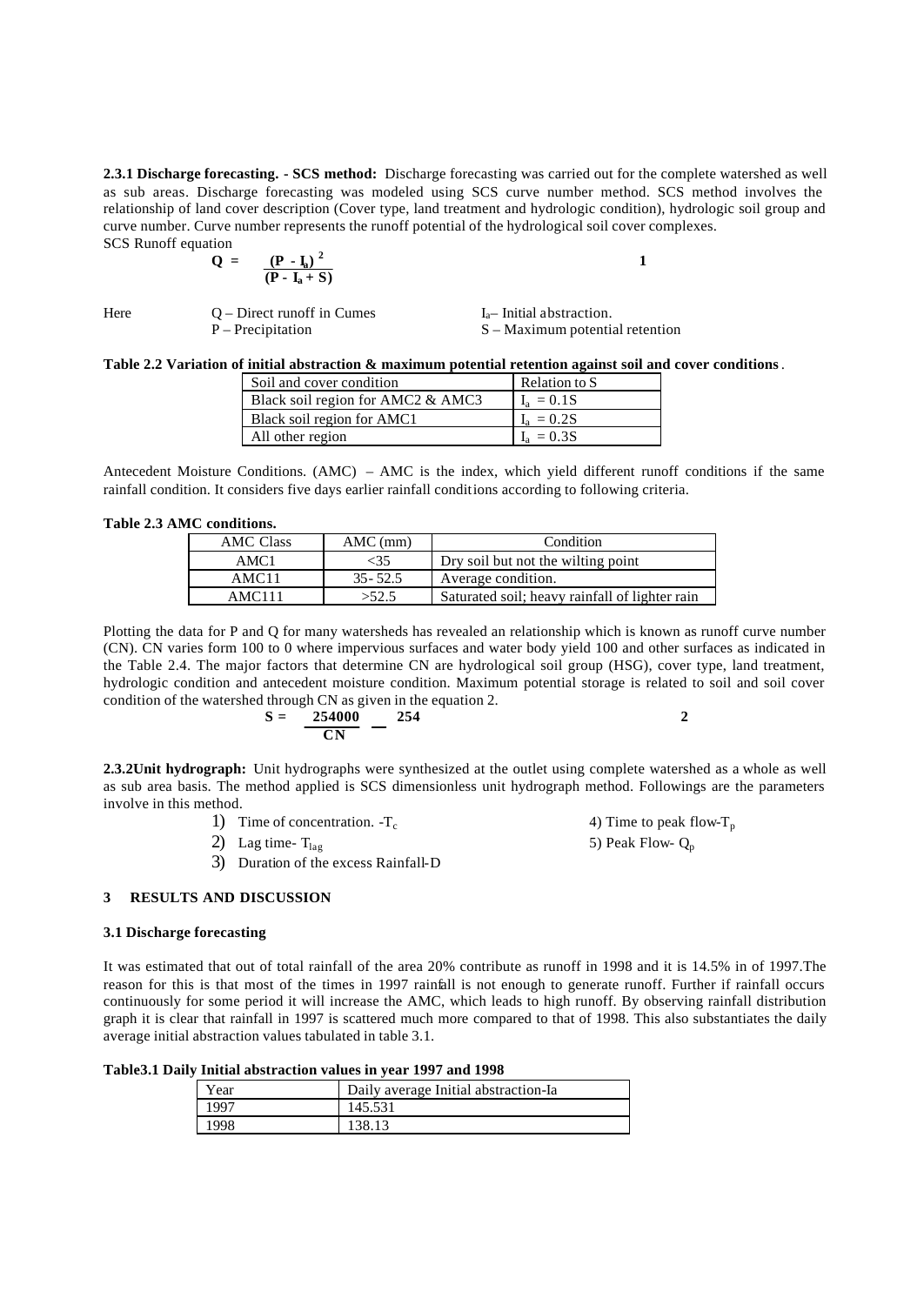**2.3.1 Discharge forecasting. - SCS method:** Discharge forecasting was carried out for the complete watershed as well as sub areas. Discharge forecasting was modeled using SCS curve number method. SCS method involves the relationship of land cover description (Cover type, land treatment and hydrologic condition), hydrologic soil group and curve number. Curve number represents the runoff potential of the hydrological soil cover complexes.

SCS Runoff equation

$$Q = \frac{(P - I_a)^2}{(P - I_a + S)} \qquad 1$$

Here Q – Direct runoff in Cumes; P – Precipitation; $I_a$ – Initial abstraction; S – Maximum potential retention

**Table 2.2 Variation of initial abstraction & maximum potential retention against soil and cover conditions**.

| Soil and cover condition | Relation to S |
|---|---|
| Black soil region for AMC2 & AMC3 | $I_a = 0.1S$ |
| Black soil region for AMC1 | $I_a = 0.2S$ |
| All other region | $I_a = 0.3S$ |

Antecedent Moisture Conditions. (AMC) – AMC is the index, which yield different runoff conditions if the same rainfall condition. It considers five days earlier rainfall conditions according to following criteria.

**Table 2.3 AMC conditions.**

| AMC Class | AMC (mm) | Condition |
|---|---|---|
| AMC1 | <35 | Dry soil but not the wilting point |
| AMC11 | 35- 52.5 | Average condition. |
| AMC111 | >52.5 | Saturated soil; heavy rainfall of lighter rain |

Plotting the data for P and Q for many watersheds has revealed an relationship which is known as runoff curve number (CN). CN varies form 100 to 0 where impervious surfaces and water body yield 100 and other surfaces as indicated in the Table 2.4. The major factors that determine CN are hydrological soil group (HSG), cover type, land treatment, hydrologic condition and antecedent moisture condition. Maximum potential storage is related to soil and soil cover condition of the watershed through CN as given in the equation 2.

$$S = \frac{254000}{CN} - 254 \qquad 2$$

**2.3.2Unit hydrograph:** Unit hydrographs were synthesized at the outlet using complete watershed as a whole as well as sub area basis. The method applied is SCS dimensionless unit hydrograph method. Followings are the parameters involve in this method.

1) Time of concentration. -$T_c$
2) Lag time- $T_{lag}$
3) Duration of the excess Rainfall-D
4) Time to peak flow-$T_p$
5) Peak Flow- $Q_p$

## 3 RESULTS AND DISCUSSION

### 3.1 Discharge forecasting

It was estimated that out of total rainfall of the area 20% contribute as runoff in 1998 and it is 14.5% in of 1997.The reason for this is that most of the times in 1997 rainfall is not enough to generate runoff. Further if rainfall occurs continuously for some period it will increase the AMC, which leads to high runoff. By observing rainfall distribution graph it is clear that rainfall in 1997 is scattered much more compared to that of 1998. This also substantiates the daily average initial abstraction values tabulated in table 3.1.

**Table3.1 Daily Initial abstraction values in year 1997 and 1998**

| Year | Daily average Initial abstraction-Ia |
|---|---|
| 1997 | 145.531 |
| 1998 | 138.13 |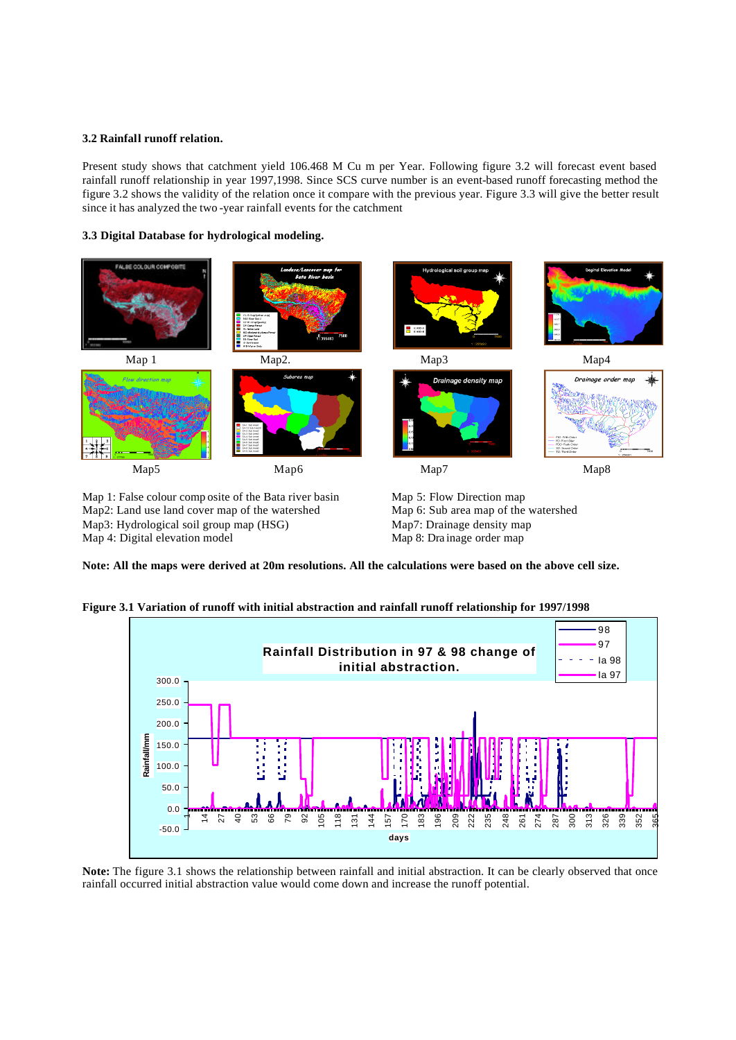**3.2 Rainfall runoff relation.**

Present study shows that catchment yield 106.468 M Cu m per Year. Following figure 3.2 will forecast event based rainfall runoff relationship in year 1997,1998. Since SCS curve number is an event-based runoff forecasting method the figure 3.2 shows the validity of the relation once it compare with the previous year. Figure 3.3 will give the better result since it has analyzed the two -year rainfall events for the catchment

**3.3 Digital Database for hydrological modeling.**

Map 1 Map2. Map3 Map4

Map5 Map6 Map7 Map8

Map 1: False colour composite of the Bata river basin
Map2: Land use land cover map of the watershed
Map3: Hydrological soil group map (HSG)
Map 4: Digital elevation model
Map 5: Flow Direction map
Map 6: Sub area map of the watershed
Map7: Drainage density map
Map 8: Drainage order map

**Note: All the maps were derived at 20m resolutions. All the calculations were based on the above cell size.**

**Figure 3.1 Variation of runoff with initial abstraction and rainfall runoff relationship for 1997/1998**

**Note:** The figure 3.1 shows the relationship between rainfall and initial abstraction. It can be clearly observed that once rainfall occurred initial abstraction value would come down and increase the runoff potential.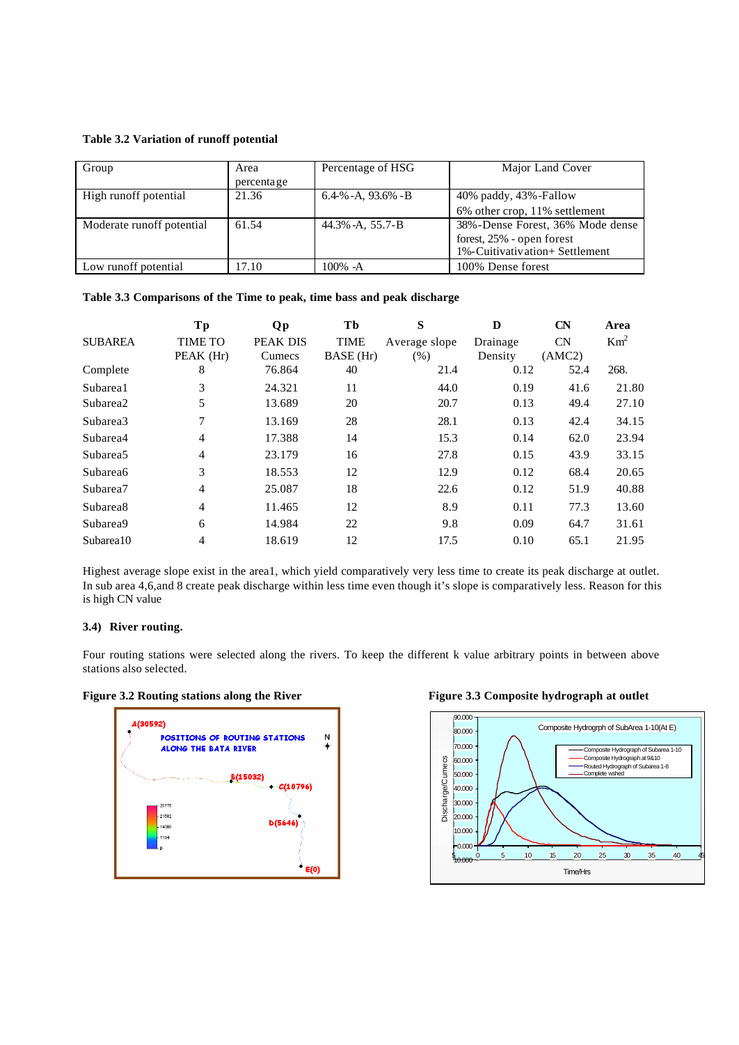**Table 3.2 Variation of runoff potential**

| Group | Area percentage | Percentage of HSG | Major Land Cover |
|---|---|---|---|
| High runoff potential | 21.36 | 6.4-%-A, 93.6% -B | 40% paddy, 43%-Fallow 6% other crop, 11% settlement |
| Moderate runoff potential | 61.54 | 44.3% -A, 55.7-B | 38%-Dense Forest, 36% Mode dense forest, 25% - open forest 1%-Cuitivativation+ Settlement |
| Low runoff potential | 17.10 | 100% -A | 100% Dense forest |

**Table 3.3 Comparisons of the Time to peak, time bass and peak discharge**

| SUBAREA | Tp TIME TO PEAK (Hr) | Qp PEAK DIS Cumecs | Tb TIME BASE (Hr) | S Average slope (%) | D Drainage Density | CN CN (AMC2) | Area $Km^2$ |
|---|---|---|---|---|---|---|---|
| Complete | 8 | 76.864 | 40 | 21.4 | 0.12 | 52.4 | 268. |
| Subarea1 | 3 | 24.321 | 11 | 44.0 | 0.19 | 41.6 | 21.80 |
| Subarea2 | 5 | 13.689 | 20 | 20.7 | 0.13 | 49.4 | 27.10 |
| Subarea3 | 7 | 13.169 | 28 | 28.1 | 0.13 | 42.4 | 34.15 |
| Subarea4 | 4 | 17.388 | 14 | 15.3 | 0.14 | 62.0 | 23.94 |
| Subarea5 | 4 | 23.179 | 16 | 27.8 | 0.15 | 43.9 | 33.15 |
| Subarea6 | 3 | 18.553 | 12 | 12.9 | 0.12 | 68.4 | 20.65 |
| Subarea7 | 4 | 25.087 | 18 | 22.6 | 0.12 | 51.9 | 40.88 |
| Subarea8 | 4 | 11.465 | 12 | 8.9 | 0.11 | 77.3 | 13.60 |
| Subarea9 | 6 | 14.984 | 22 | 9.8 | 0.09 | 64.7 | 31.61 |
| Subarea10 | 4 | 18.619 | 12 | 17.5 | 0.10 | 65.1 | 21.95 |

Highest average slope exist in the area1, which yield comparatively very less time to create its peak discharge at outlet. In sub area 4,6,and 8 create peak discharge within less time even though it's slope is comparatively less. Reason for this is high CN value

### 3.4) River routing.

Four routing stations were selected along the rivers. To keep the different k value arbitrary points in between above stations also selected.

**Figure 3.2 Routing stations along the River**

**Figure 3.3 Composite hydrograph at outlet**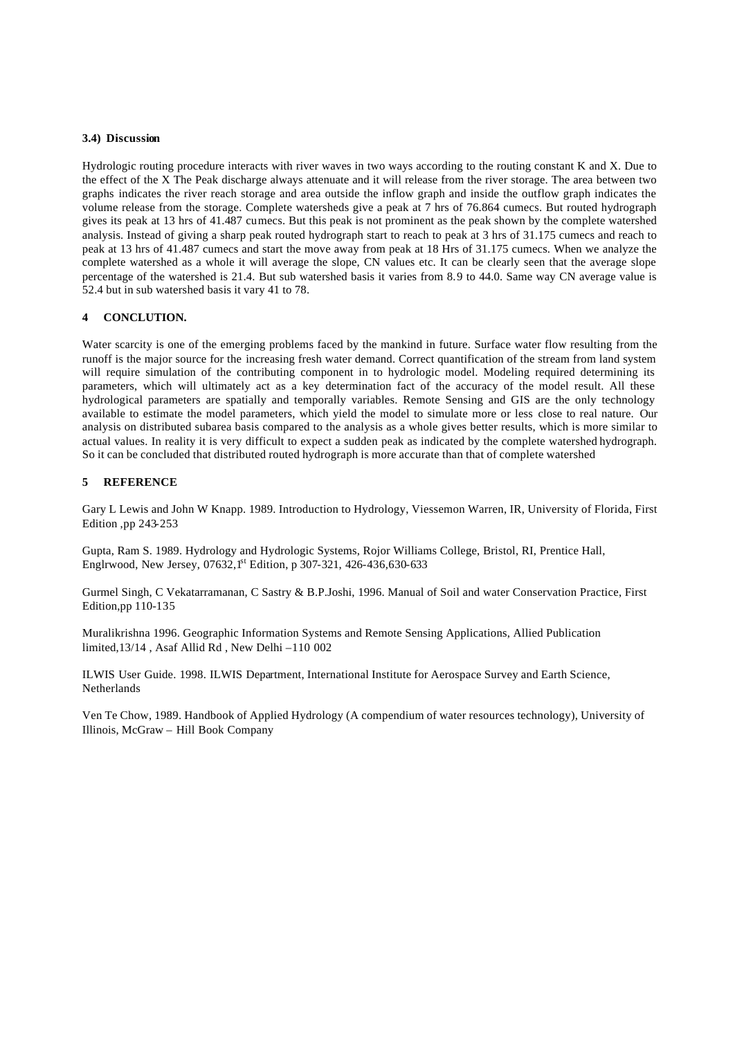### 3.4) Discussion

Hydrologic routing procedure interacts with river waves in two ways according to the routing constant K and X. Due to the effect of the X The Peak discharge always attenuate and it will release from the river storage. The area between two graphs indicates the river reach storage and area outside the inflow graph and inside the outflow graph indicates the volume release from the storage. Complete watersheds give a peak at 7 hrs of 76.864 cumecs. But routed hydrograph gives its peak at 13 hrs of 41.487 cumecs. But this peak is not prominent as the peak shown by the complete watershed analysis. Instead of giving a sharp peak routed hydrograph start to reach to peak at 3 hrs of 31.175 cumecs and reach to peak at 13 hrs of 41.487 cumecs and start the move away from peak at 18 Hrs of 31.175 cumecs. When we analyze the complete watershed as a whole it will average the slope, CN values etc. It can be clearly seen that the average slope percentage of the watershed is 21.4. But sub watershed basis it varies from 8.9 to 44.0. Same way CN average value is 52.4 but in sub watershed basis it vary 41 to 78.

## 4 CONCLUTION.

Water scarcity is one of the emerging problems faced by the mankind in future. Surface water flow resulting from the runoff is the major source for the increasing fresh water demand. Correct quantification of the stream from land system will require simulation of the contributing component in to hydrologic model. Modeling required determining its parameters, which will ultimately act as a key determination fact of the accuracy of the model result. All these hydrological parameters are spatially and temporally variables. Remote Sensing and GIS are the only technology available to estimate the model parameters, which yield the model to simulate more or less close to real nature. Our analysis on distributed subarea basis compared to the analysis as a whole gives better results, which is more similar to actual values. In reality it is very difficult to expect a sudden peak as indicated by the complete watershed hydrograph. So it can be concluded that distributed routed hydrograph is more accurate than that of complete watershed

## 5 REFERENCE

Gary L Lewis and John W Knapp. 1989. Introduction to Hydrology, Viessemon Warren, IR, University of Florida, First Edition ,pp 243-253

Gupta, Ram S. 1989. Hydrology and Hydrologic Systems, Rojor Williams College, Bristol, RI, Prentice Hall, Englrwood, New Jersey, 07632,1st Edition, p 307-321, 426-436,630-633

Gurmel Singh, C Vekatarramanan, C Sastry & B.P.Joshi, 1996. Manual of Soil and water Conservation Practice, First Edition,pp 110-135

Muralikrishna 1996. Geographic Information Systems and Remote Sensing Applications, Allied Publication limited,13/14 , Asaf Allid Rd , New Delhi –110 002

ILWIS User Guide. 1998. ILWIS Department, International Institute for Aerospace Survey and Earth Science, Netherlands

Ven Te Chow, 1989. Handbook of Applied Hydrology (A compendium of water resources technology), University of Illinois, McGraw – Hill Book Company